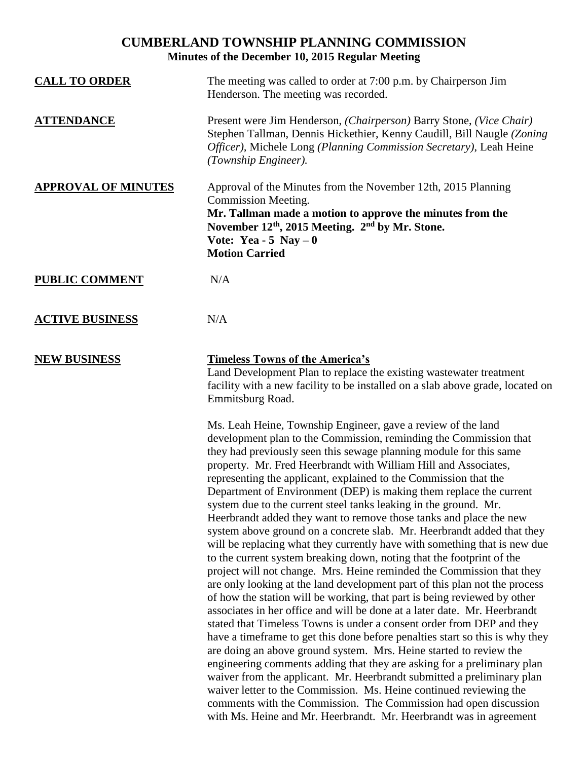# CUMBERLAND TOWNSHIP PLANNING COMMISSION

## Minutes of the December 10, 2015 Regular Meeting

**CALL TO ORDER**

The meeting was called to order at 7:00 p.m. by Chairperson Jim Henderson. The meeting was recorded.

**ATTENDANCE**

Present were Jim Henderson, *(Chairperson)* Barry Stone, *(Vice Chair)* Stephen Tallman, Dennis Hickethier, Kenny Caudill, Bill Naugle *(Zoning Officer)*, Michele Long *(Planning Commission Secretary)*, Leah Heine *(Township Engineer).*

**APPROVAL OF MINUTES**

Approval of the Minutes from the November 12th, 2015 Planning Commission Meeting.

**Mr. Tallman made a motion to approve the minutes from the November 12th, 2015 Meeting. 2nd by Mr. Stone.**
**Vote: Yea - 5 Nay – 0**
**Motion Carried**

**PUBLIC COMMENT**

N/A

**ACTIVE BUSINESS**

N/A

**NEW BUSINESS**

**Timeless Towns of the America's**

Land Development Plan to replace the existing wastewater treatment facility with a new facility to be installed on a slab above grade, located on Emmitsburg Road.

Ms. Leah Heine, Township Engineer, gave a review of the land development plan to the Commission, reminding the Commission that they had previously seen this sewage planning module for this same property. Mr. Fred Heerbrandt with William Hill and Associates, representing the applicant, explained to the Commission that the Department of Environment (DEP) is making them replace the current system due to the current steel tanks leaking in the ground. Mr. Heerbrandt added they want to remove those tanks and place the new system above ground on a concrete slab. Mr. Heerbrandt added that they will be replacing what they currently have with something that is new due to the current system breaking down, noting that the footprint of the project will not change. Mrs. Heine reminded the Commission that they are only looking at the land development part of this plan not the process of how the station will be working, that part is being reviewed by other associates in her office and will be done at a later date. Mr. Heerbrandt stated that Timeless Towns is under a consent order from DEP and they have a timeframe to get this done before penalties start so this is why they are doing an above ground system. Mrs. Heine started to review the engineering comments adding that they are asking for a preliminary plan waiver from the applicant. Mr. Heerbrandt submitted a preliminary plan waiver letter to the Commission. Ms. Heine continued reviewing the comments with the Commission. The Commission had open discussion with Ms. Heine and Mr. Heerbrandt. Mr. Heerbrandt was in agreement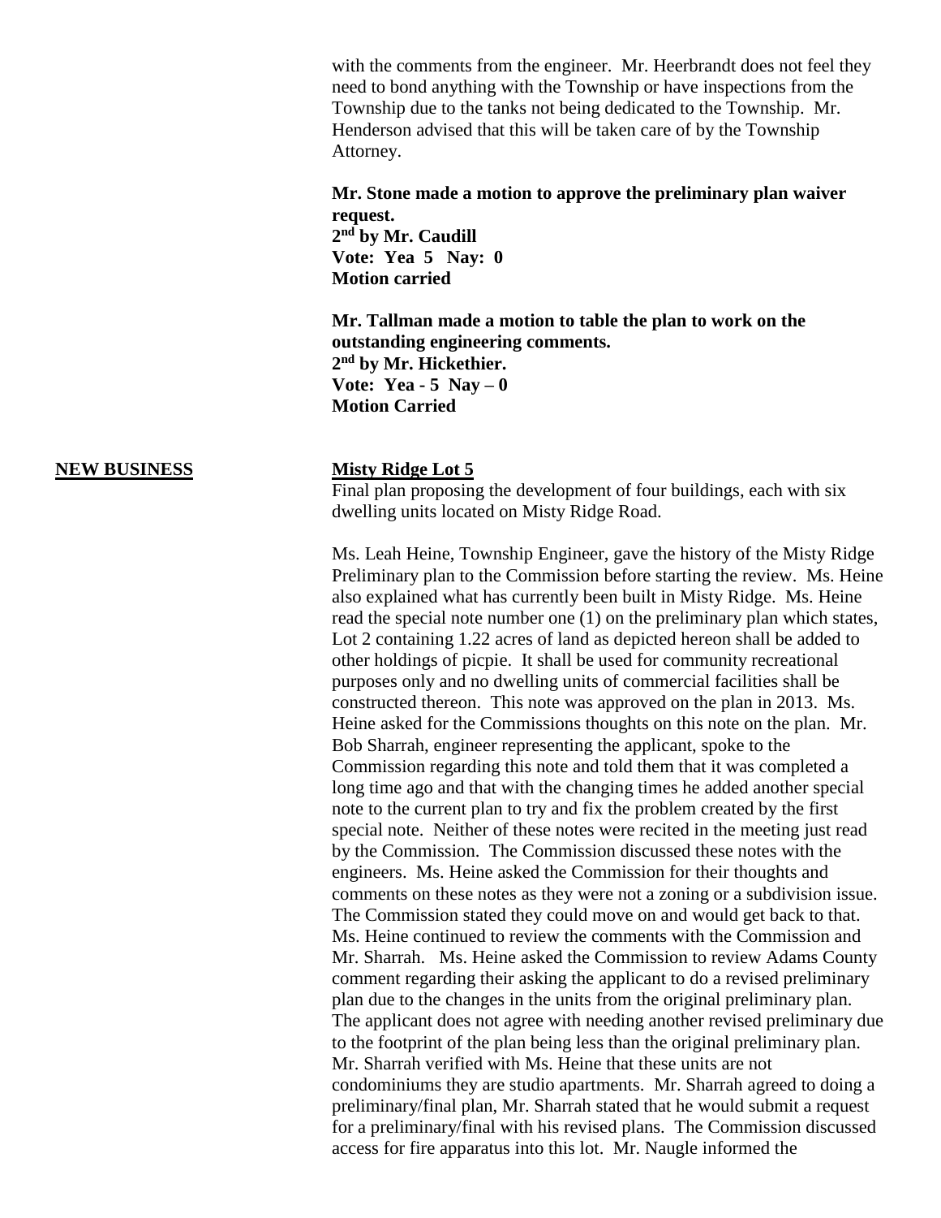with the comments from the engineer. Mr. Heerbrandt does not feel they need to bond anything with the Township or have inspections from the Township due to the tanks not being dedicated to the Township. Mr. Henderson advised that this will be taken care of by the Township Attorney.

**Mr. Stone made a motion to approve the preliminary plan waiver request.**
**2nd by Mr. Caudill**
**Vote: Yea 5 Nay: 0**
**Motion carried**

**Mr. Tallman made a motion to table the plan to work on the outstanding engineering comments.**
**2nd by Mr. Hickethier.**
**Vote: Yea - 5 Nay – 0**
**Motion Carried**

**NEW BUSINESS**

**Misty Ridge Lot 5**

Final plan proposing the development of four buildings, each with six dwelling units located on Misty Ridge Road.

Ms. Leah Heine, Township Engineer, gave the history of the Misty Ridge Preliminary plan to the Commission before starting the review. Ms. Heine also explained what has currently been built in Misty Ridge. Ms. Heine read the special note number one (1) on the preliminary plan which states, Lot 2 containing 1.22 acres of land as depicted hereon shall be added to other holdings of picpie. It shall be used for community recreational purposes only and no dwelling units of commercial facilities shall be constructed thereon. This note was approved on the plan in 2013. Ms. Heine asked for the Commissions thoughts on this note on the plan. Mr. Bob Sharrah, engineer representing the applicant, spoke to the Commission regarding this note and told them that it was completed a long time ago and that with the changing times he added another special note to the current plan to try and fix the problem created by the first special note. Neither of these notes were recited in the meeting just read by the Commission. The Commission discussed these notes with the engineers. Ms. Heine asked the Commission for their thoughts and comments on these notes as they were not a zoning or a subdivision issue. The Commission stated they could move on and would get back to that. Ms. Heine continued to review the comments with the Commission and Mr. Sharrah. Ms. Heine asked the Commission to review Adams County comment regarding their asking the applicant to do a revised preliminary plan due to the changes in the units from the original preliminary plan. The applicant does not agree with needing another revised preliminary due to the footprint of the plan being less than the original preliminary plan. Mr. Sharrah verified with Ms. Heine that these units are not condominiums they are studio apartments. Mr. Sharrah agreed to doing a preliminary/final plan, Mr. Sharrah stated that he would submit a request for a preliminary/final with his revised plans. The Commission discussed access for fire apparatus into this lot. Mr. Naugle informed the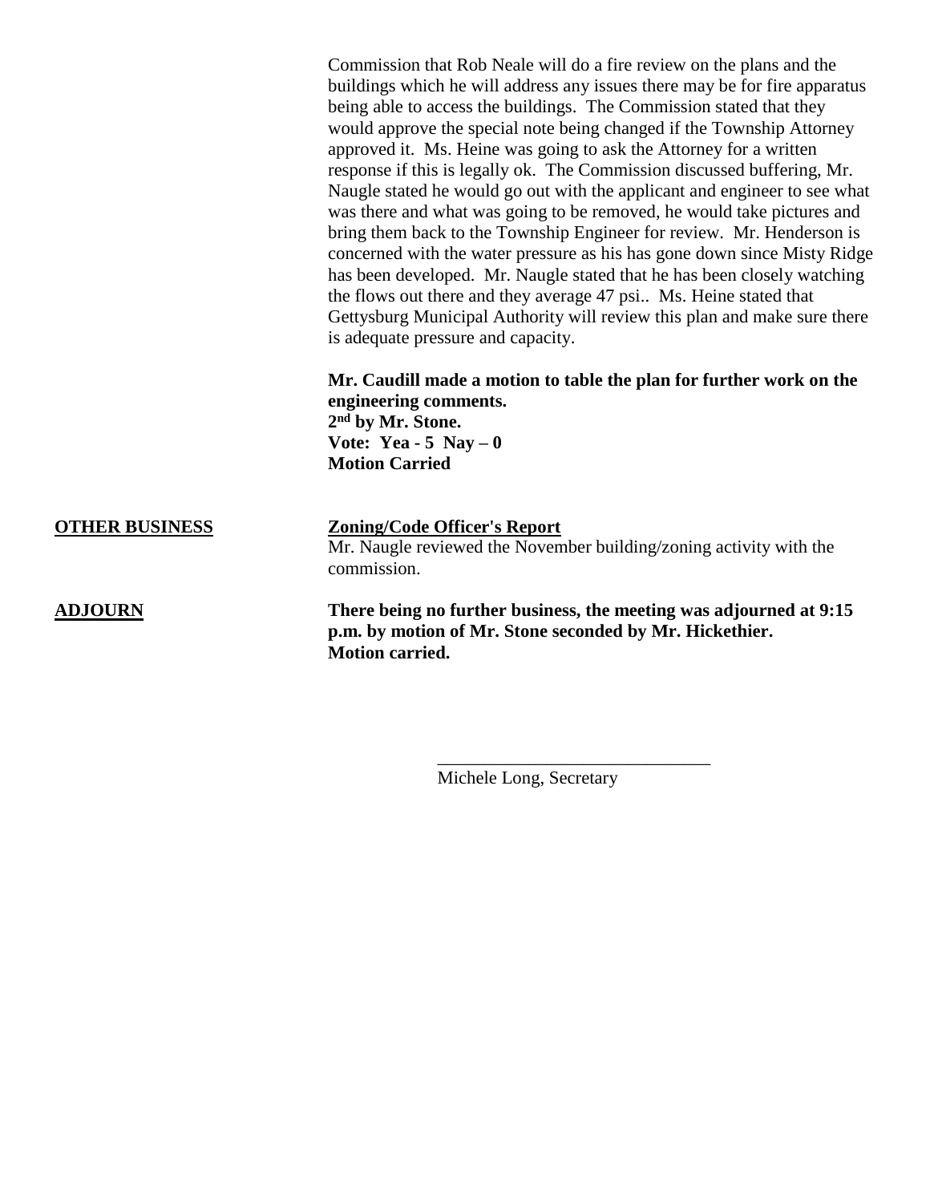Commission that Rob Neale will do a fire review on the plans and the buildings which he will address any issues there may be for fire apparatus being able to access the buildings. The Commission stated that they would approve the special note being changed if the Township Attorney approved it. Ms. Heine was going to ask the Attorney for a written response if this is legally ok. The Commission discussed buffering, Mr. Naugle stated he would go out with the applicant and engineer to see what was there and what was going to be removed, he would take pictures and bring them back to the Township Engineer for review. Mr. Henderson is concerned with the water pressure as his has gone down since Misty Ridge has been developed. Mr. Naugle stated that he has been closely watching the flows out there and they average 47 psi.. Ms. Heine stated that Gettysburg Municipal Authority will review this plan and make sure there is adequate pressure and capacity.

**Mr. Caudill made a motion to table the plan for further work on the engineering comments.**
**2nd by Mr. Stone.**
**Vote: Yea - 5 Nay – 0**
**Motion Carried**

**OTHER BUSINESS**

**Zoning/Code Officer's Report**
Mr. Naugle reviewed the November building/zoning activity with the commission.

**ADJOURN**

**There being no further business, the meeting was adjourned at 9:15 p.m. by motion of Mr. Stone seconded by Mr. Hickethier. Motion carried.**

______________________________
Michele Long, Secretary